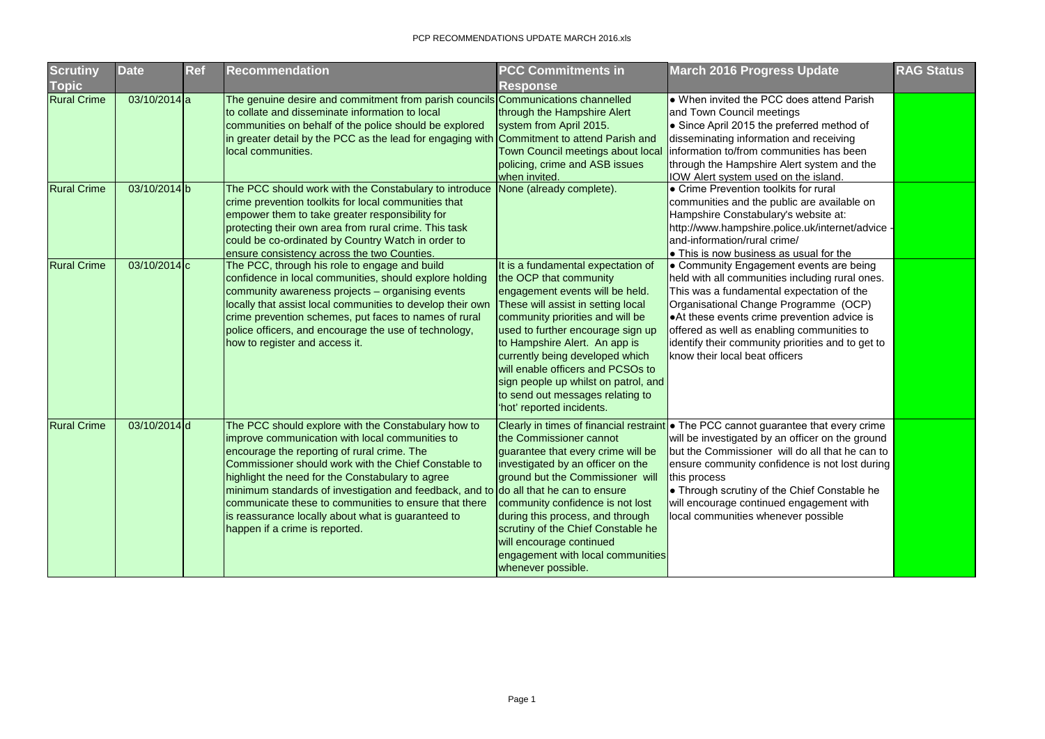| Scrutiny Topic | Date | Ref | Recommendation | PCC Commitments in Response | March 2016 Progress Update | RAG Status |
|---|---|---|---|---|---|---|
| Rural Crime | 03/10/2014 | a | The genuine desire and commitment from parish councils to collate and disseminate information to local communities on behalf of the police should be explored in greater detail by the PCC as the lead for engaging with local communities. | Communications channelled through the Hampshire Alert system from April 2015. Commitment to attend Parish and Town Council meetings about local policing, crime and ASB issues when invited. | • When invited the PCC does attend Parish and Town Council meetings<br>• Since April 2015 the preferred method of disseminating information and receiving information to/from communities has been through the Hampshire Alert system and the IOW Alert system used on the island. | |
| Rural Crime | 03/10/2014 | b | The PCC should work with the Constabulary to introduce crime prevention toolkits for local communities that empower them to take greater responsibility for protecting their own area from rural crime. This task could be co-ordinated by Country Watch in order to ensure consistency across the two Counties. | None (already complete). | • Crime Prevention toolkits for rural communities and the public are available on Hampshire Constabulary's website at: http://www.hampshire.police.uk/internet/advice-and-information/rural crime/<br>• This is now business as usual for the | |
| Rural Crime | 03/10/2014 | c | The PCC, through his role to engage and build confidence in local communities, should explore holding community awareness projects – organising events locally that assist local communities to develop their own crime prevention schemes, put faces to names of rural police officers, and encourage the use of technology, how to register and access it. | It is a fundamental expectation of the OCP that community engagement events will be held. These will assist in setting local community priorities and will be used to further encourage sign up to Hampshire Alert. An app is currently being developed which will enable officers and PCSOs to sign people up whilst on patrol, and to send out messages relating to 'hot' reported incidents. | • Community Engagement events are being held with all communities including rural ones. This was a fundamental expectation of the Organisational Change Programme (OCP)<br>•At these events crime prevention advice is offered as well as enabling communities to identify their community priorities and to get to know their local beat officers | |
| Rural Crime | 03/10/2014 | d | The PCC should explore with the Constabulary how to improve communication with local communities to encourage the reporting of rural crime. The Commissioner should work with the Chief Constable to highlight the need for the Constabulary to agree minimum standards of investigation and feedback, and to communicate these to communities to ensure that there is reassurance locally about what is guaranteed to happen if a crime is reported. | Clearly in times of financial restraint the Commissioner cannot guarantee that every crime will be investigated by an officer on the ground but the Commissioner will do all that he can to ensure community confidence is not lost during this process, and through scrutiny of the Chief Constable he will encourage continued engagement with local communities whenever possible. | • The PCC cannot guarantee that every crime will be investigated by an officer on the ground but the Commissioner will do all that he can to ensure community confidence is not lost during this process<br>• Through scrutiny of the Chief Constable he will encourage continued engagement with local communities whenever possible | |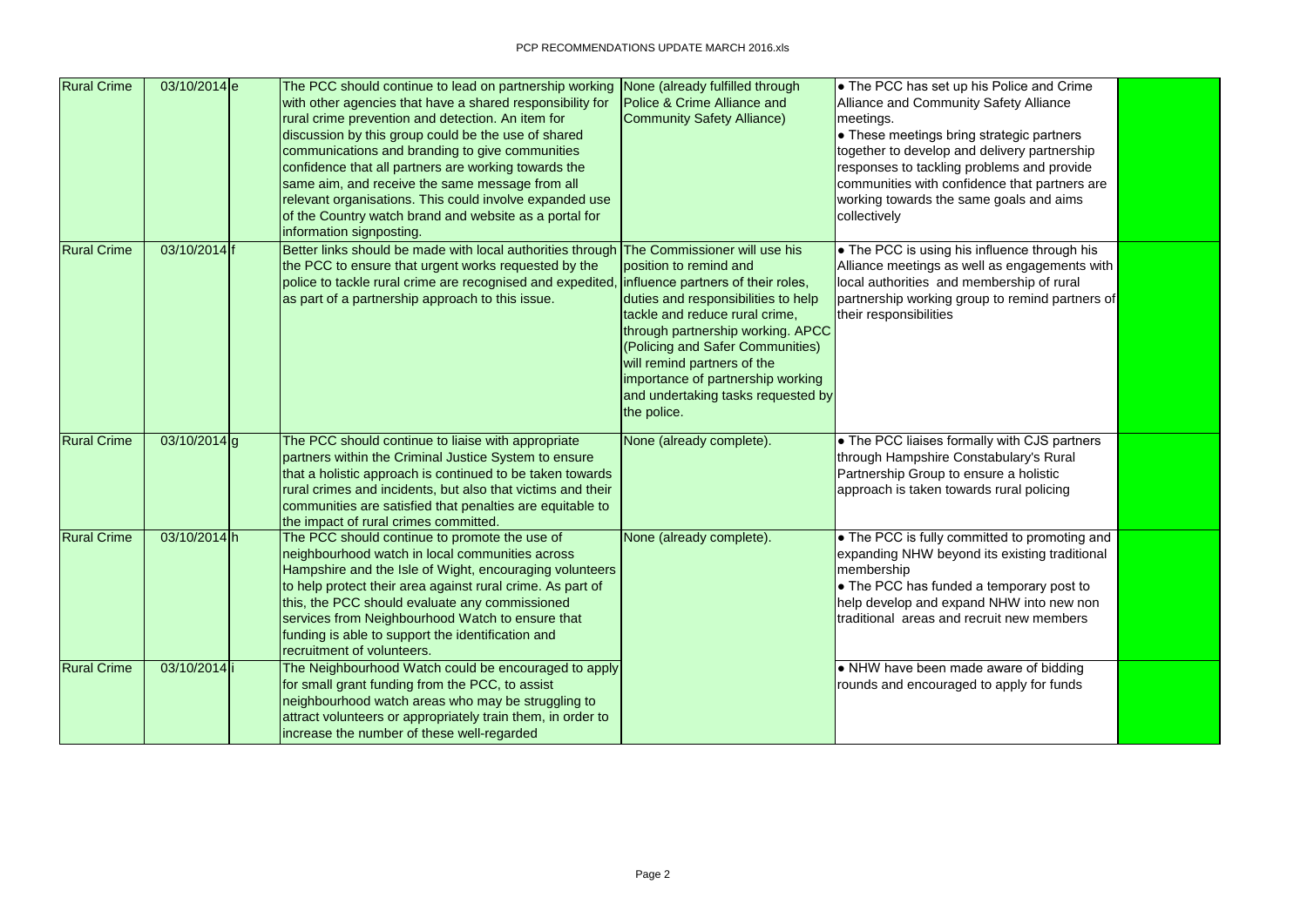| | | | | | | |
|---|---|---|---|---|---|---|
| Rural Crime | 03/10/2014 | e | The PCC should continue to lead on partnership working with other agencies that have a shared responsibility for rural crime prevention and detection. An item for discussion by this group could be the use of shared communications and branding to give communities confidence that all partners are working towards the same aim, and receive the same message from all relevant organisations. This could involve expanded use of the Country watch brand and website as a portal for information signposting. | None (already fulfilled through Police & Crime Alliance and Community Safety Alliance) | • The PCC has set up his Police and Crime Alliance and Community Safety Alliance meetings.<br>• These meetings bring strategic partners together to develop and delivery partnership responses to tackling problems and provide communities with confidence that partners are working towards the same goals and aims collectively | |
| Rural Crime | 03/10/2014 | f | Better links should be made with local authorities through the PCC to ensure that urgent works requested by the police to tackle rural crime are recognised and expedited, as part of a partnership approach to this issue. | The Commissioner will use his position to remind and influence partners of their roles, duties and responsibilities to help tackle and reduce rural crime, through partnership working. APCC (Policing and Safer Communities) will remind partners of the importance of partnership working and undertaking tasks requested by the police. | • The PCC is using his influence through his Alliance meetings as well as engagements with local authorities and membership of rural partnership working group to remind partners of their responsibilities | |
| Rural Crime | 03/10/2014 | g | The PCC should continue to liaise with appropriate partners within the Criminal Justice System to ensure that a holistic approach is continued to be taken towards rural crimes and incidents, but also that victims and their communities are satisfied that penalties are equitable to the impact of rural crimes committed. | None (already complete). | • The PCC liaises formally with CJS partners through Hampshire Constabulary's Rural Partnership Group to ensure a holistic approach is taken towards rural policing | |
| Rural Crime | 03/10/2014 | h | The PCC should continue to promote the use of neighbourhood watch in local communities across Hampshire and the Isle of Wight, encouraging volunteers to help protect their area against rural crime. As part of this, the PCC should evaluate any commissioned services from Neighbourhood Watch to ensure that funding is able to support the identification and recruitment of volunteers. | None (already complete). | • The PCC is fully committed to promoting and expanding NHW beyond its existing traditional membership<br>• The PCC has funded a temporary post to help develop and expand NHW into new non traditional areas and recruit new members | |
| Rural Crime | 03/10/2014 | i | The Neighbourhood Watch could be encouraged to apply for small grant funding from the PCC, to assist neighbourhood watch areas who may be struggling to attract volunteers or appropriately train them, in order to increase the number of these well-regarded | | • NHW have been made aware of bidding rounds and encouraged to apply for funds | |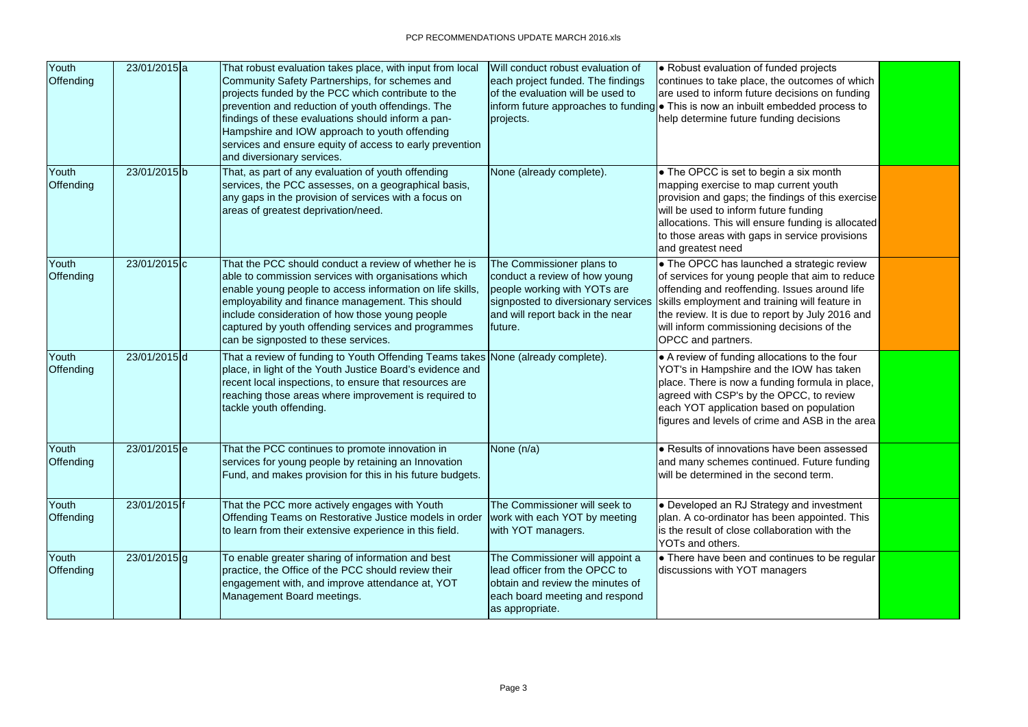| | | | | | | |
|---|---|---|---|---|---|---|
| Youth Offending | 23/01/2015 | a | That robust evaluation takes place, with input from local Community Safety Partnerships, for schemes and projects funded by the PCC which contribute to the prevention and reduction of youth offendings. The findings of these evaluations should inform a pan-Hampshire and IOW approach to youth offending services and ensure equity of access to early prevention and diversionary services. | Will conduct robust evaluation of each project funded. The findings of the evaluation will be used to inform future approaches to funding projects. | • Robust evaluation of funded projects continues to take place, the outcomes of which are used to inform future decisions on funding • This is now an inbuilt embedded process to help determine future funding decisions | |
| Youth Offending | 23/01/2015 | b | That, as part of any evaluation of youth offending services, the PCC assesses, on a geographical basis, any gaps in the provision of services with a focus on areas of greatest deprivation/need. | None (already complete). | • The OPCC is set to begin a six month mapping exercise to map current youth provision and gaps; the findings of this exercise will be used to inform future funding allocations. This will ensure funding is allocated to those areas with gaps in service provisions and greatest need | |
| Youth Offending | 23/01/2015 | c | That the PCC should conduct a review of whether he is able to commission services with organisations which enable young people to access information on life skills, employability and finance management. This should include consideration of how those young people captured by youth offending services and programmes can be signposted to these services. | The Commissioner plans to conduct a review of how young people working with YOTs are signposted to diversionary services and will report back in the near future. | • The OPCC has launched a strategic review of services for young people that aim to reduce offending and reoffending. Issues around life skills employment and training will feature in the review. It is due to report by July 2016 and will inform commissioning decisions of the OPCC and partners. | |
| Youth Offending | 23/01/2015 | d | That a review of funding to Youth Offending Teams takes place, in light of the Youth Justice Board's evidence and recent local inspections, to ensure that resources are reaching those areas where improvement is required to tackle youth offending. | None (already complete). | • A review of funding allocations to the four YOT's in Hampshire and the IOW has taken place. There is now a funding formula in place, agreed with CSP's by the OPCC, to review each YOT application based on population figures and levels of crime and ASB in the area | |
| Youth Offending | 23/01/2015 | e | That the PCC continues to promote innovation in services for young people by retaining an Innovation Fund, and makes provision for this in his future budgets. | None (n/a) | • Results of innovations have been assessed and many schemes continued. Future funding will be determined in the second term. | |
| Youth Offending | 23/01/2015 | f | That the PCC more actively engages with Youth Offending Teams on Restorative Justice models in order to learn from their extensive experience in this field. | The Commissioner will seek to work with each YOT by meeting with YOT managers. | • Developed an RJ Strategy and investment plan. A co-ordinator has been appointed. This is the result of close collaboration with the YOTs and others. | |
| Youth Offending | 23/01/2015 | g | To enable greater sharing of information and best practice, the Office of the PCC should review their engagement with, and improve attendance at, YOT Management Board meetings. | The Commissioner will appoint a lead officer from the OPCC to obtain and review the minutes of each board meeting and respond as appropriate. | • There have been and continues to be regular discussions with YOT managers | |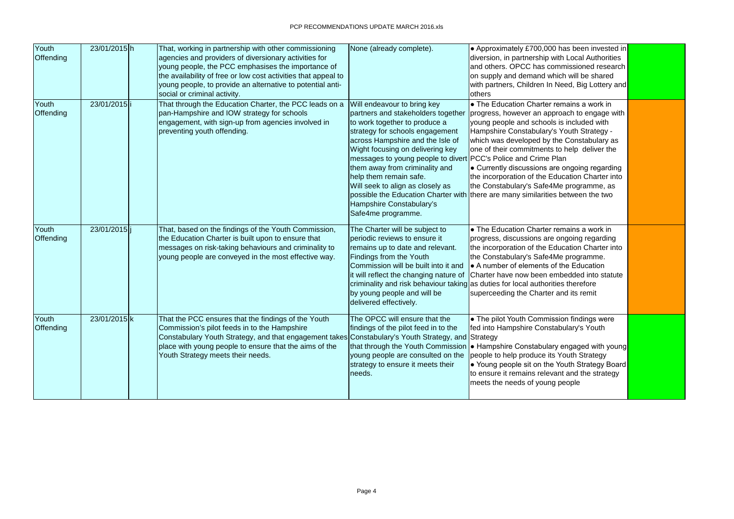| Youth Offending | 23/01/2015 | h | That, working in partnership with other commissioning agencies and providers of diversionary activities for young people, the PCC emphasises the importance of the availability of free or low cost activities that appeal to young people, to provide an alternative to potential anti-social or criminal activity. | None (already complete). | • Approximately £700,000 has been invested in diversion, in partnership with Local Authorities and others. OPCC has commissioned research on supply and demand which will be shared with partners, Children In Need, Big Lottery and others | |
|---|---|---|---|---|---|---|
| Youth Offending | 23/01/2015 | i | That through the Education Charter, the PCC leads on a pan-Hampshire and IOW strategy for schools engagement, with sign-up from agencies involved in preventing youth offending. | Will endeavour to bring key partners and stakeholders together to work together to produce a strategy for schools engagement across Hampshire and the Isle of Wight focusing on delivering key messages to young people to divert them away from criminality and help them remain safe. Will seek to align as closely as possible the Education Charter with Hampshire Constabulary's Safe4me programme. | • The Education Charter remains a work in progress, however an approach to engage with young people and schools is included with Hampshire Constabulary's Youth Strategy - which was developed by the Constabulary as one of their commitments to help deliver the PCC's Police and Crime Plan<br>• Currently discussions are ongoing regarding the incorporation of the Education Charter into the Constabulary's Safe4Me programme, as there are many similarities between the two | |
| Youth Offending | 23/01/2015 | j | That, based on the findings of the Youth Commission, the Education Charter is built upon to ensure that messages on risk-taking behaviours and criminality to young people are conveyed in the most effective way. | The Charter will be subject to periodic reviews to ensure it remains up to date and relevant. Findings from the Youth Commission will be built into it and it will reflect the changing nature of criminality and risk behaviour taking by young people and will be delivered effectively. | • The Education Charter remains a work in progress, discussions are ongoing regarding the incorporation of the Education Charter into the Constabulary's Safe4Me programme.<br>• A number of elements of the Education Charter have now been embedded into statute as duties for local authorities therefore superceeding the Charter and its remit | |
| Youth Offending | 23/01/2015 | k | That the PCC ensures that the findings of the Youth Commission's pilot feeds in to the Hampshire Constabulary Youth Strategy, and that engagement takes place with young people to ensure that the aims of the Youth Strategy meets their needs. | The OPCC will ensure that the findings of the pilot feed in to the Constabulary's Youth Strategy, and that through the Youth Commission young people are consulted on the strategy to ensure it meets their needs. | • The pilot Youth Commission findings were fed into Hampshire Constabulary's Youth Strategy<br>• Hampshire Constabulary engaged with young people to help produce its Youth Strategy<br>• Young people sit on the Youth Strategy Board to ensure it remains relevant and the strategy meets the needs of young people | |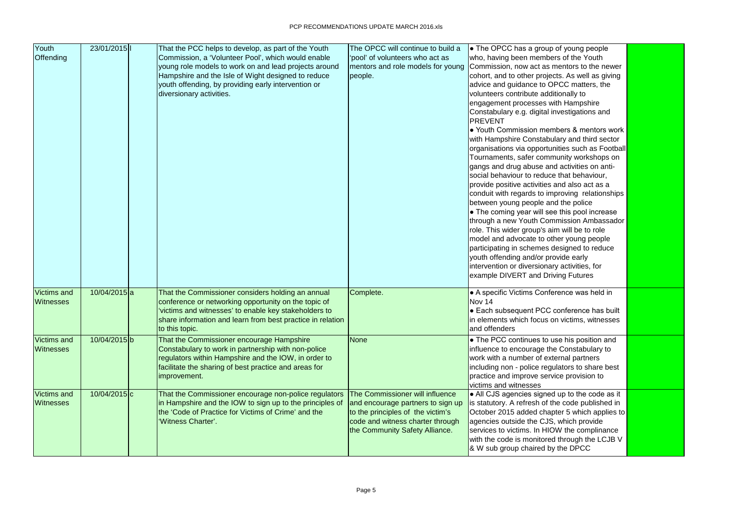| | | | | | | |
|---|---|---|---|---|---|---|
| Youth Offending | 23/01/2015 | l | That the PCC helps to develop, as part of the Youth Commission, a 'Volunteer Pool', which would enable young role models to work on and lead projects around Hampshire and the Isle of Wight designed to reduce youth offending, by providing early intervention or diversionary activities. | The OPCC will continue to build a 'pool' of volunteers who act as mentors and role models for young people. | • The OPCC has a group of young people who, having been members of the Youth Commission, now act as mentors to the newer cohort, and to other projects. As well as giving advice and guidance to OPCC matters, the volunteers contribute additionally to engagement processes with Hampshire Constabulary e.g. digital investigations and PREVENT<br>• Youth Commission members & mentors work with Hampshire Constabulary and third sector organisations via opportunities such as Football Tournaments, safer community workshops on gangs and drug abuse and activities on anti-social behaviour to reduce that behaviour, provide positive activities and also act as a conduit with regards to improving relationships between young people and the police<br>• The coming year will see this pool increase through a new Youth Commission Ambassador role. This wider group's aim will be to role model and advocate to other young people participating in schemes designed to reduce youth offending and/or provide early intervention or diversionary activities, for example DIVERT and Driving Futures | |
| Victims and Witnesses | 10/04/2015 | a | That the Commissioner considers holding an annual conference or networking opportunity on the topic of 'victims and witnesses' to enable key stakeholders to share information and learn from best practice in relation to this topic. | Complete. | • A specific Victims Conference was held in Nov 14<br>• Each subsequent PCC conference has built in elements which focus on victims, witnesses and offenders | |
| Victims and Witnesses | 10/04/2015 | b | That the Commissioner encourage Hampshire Constabulary to work in partnership with non-police regulators within Hampshire and the IOW, in order to facilitate the sharing of best practice and areas for improvement. | None | • The PCC continues to use his position and influence to encourage the Constabulary to work with a number of external partners including non - police regulators to share best practice and improve service provision to victims and witnesses | |
| Victims and Witnesses | 10/04/2015 | c | That the Commissioner encourage non-police regulators in Hampshire and the IOW to sign up to the principles of the 'Code of Practice for Victims of Crime' and the 'Witness Charter'. | The Commissioner will influence and encourage partners to sign up to the principles of the victim's code and witness charter through the Community Safety Alliance. | • All CJS agencies signed up to the code as it is statutory. A refresh of the code published in October 2015 added chapter 5 which applies to agencies outside the CJS, which provide services to victims. In HIOW the complinance with the code is monitored through the LCJB V & W sub group chaired by the DPCC | |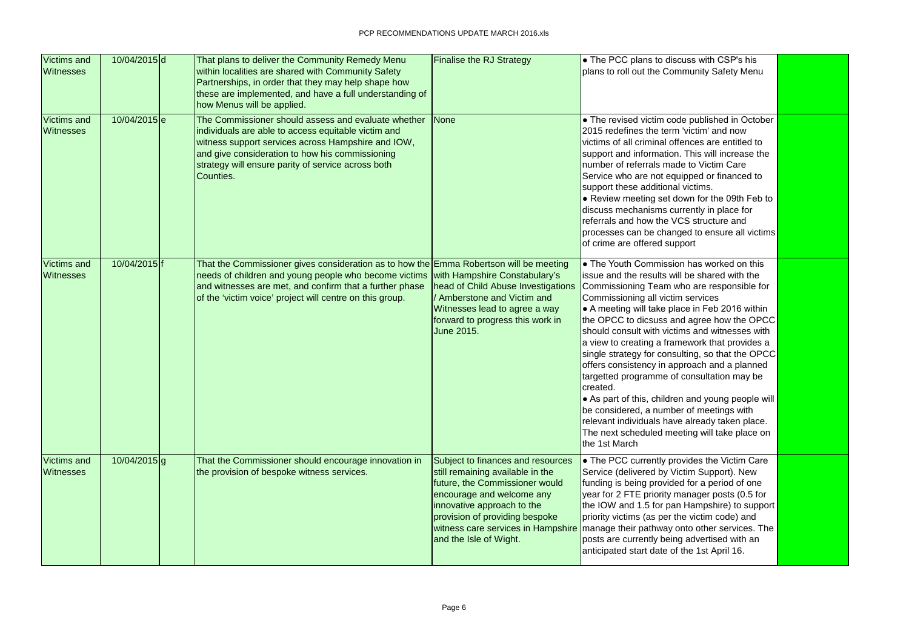| | | | | | | |
|---|---|---|---|---|---|---|
| Victims and Witnesses | 10/04/2015 | d | That plans to deliver the Community Remedy Menu within localities are shared with Community Safety Partnerships, in order that they may help shape how these are implemented, and have a full understanding of how Menus will be applied. | Finalise the RJ Strategy | • The PCC plans to discuss with CSP's his plans to roll out the Community Safety Menu | |
| Victims and Witnesses | 10/04/2015 | e | The Commissioner should assess and evaluate whether individuals are able to access equitable victim and witness support services across Hampshire and IOW, and give consideration to how his commissioning strategy will ensure parity of service across both Counties. | None | • The revised victim code published in October 2015 redefines the term 'victim' and now victims of all criminal offences are entitled to support and information. This will increase the number of referrals made to Victim Care Service who are not equipped or financed to support these additional victims.<br>• Review meeting set down for the 09th Feb to discuss mechanisms currently in place for referrals and how the VCS structure and processes can be changed to ensure all victims of crime are offered support | |
| Victims and Witnesses | 10/04/2015 | f | That the Commissioner gives consideration as to how the needs of children and young people who become victims and witnesses are met, and confirm that a further phase of the 'victim voice' project will centre on this group. | Emma Robertson will be meeting with Hampshire Constabulary's head of Child Abuse Investigations / Amberstone and Victim and Witnesses lead to agree a way forward to progress this work in June 2015. | • The Youth Commission has worked on this issue and the results will be shared with the Commissioning Team who are responsible for Commissioning all victim services<br>• A meeting will take place in Feb 2016 within the OPCC to dicsuss and agree how the OPCC should consult with victims and witnesses with a view to creating a framework that provides a single strategy for consulting, so that the OPCC offers consistency in approach and a planned targetted programme of consultation may be created.<br>• As part of this, children and young people will be considered, a number of meetings with relevant individuals have already taken place. The next scheduled meeting will take place on the 1st March | |
| Victims and Witnesses | 10/04/2015 | g | That the Commissioner should encourage innovation in the provision of bespoke witness services. | Subject to finances and resources still remaining available in the future, the Commissioner would encourage and welcome any innovative approach to the provision of providing bespoke witness care services in Hampshire and the Isle of Wight. | • The PCC currently provides the Victim Care Service (delivered by Victim Support). New funding is being provided for a period of one year for 2 FTE priority manager posts (0.5 for the IOW and 1.5 for pan Hampshire) to support priority victims (as per the victim code) and manage their pathway onto other services. The posts are currently being advertised with an anticipated start date of the 1st April 16. | |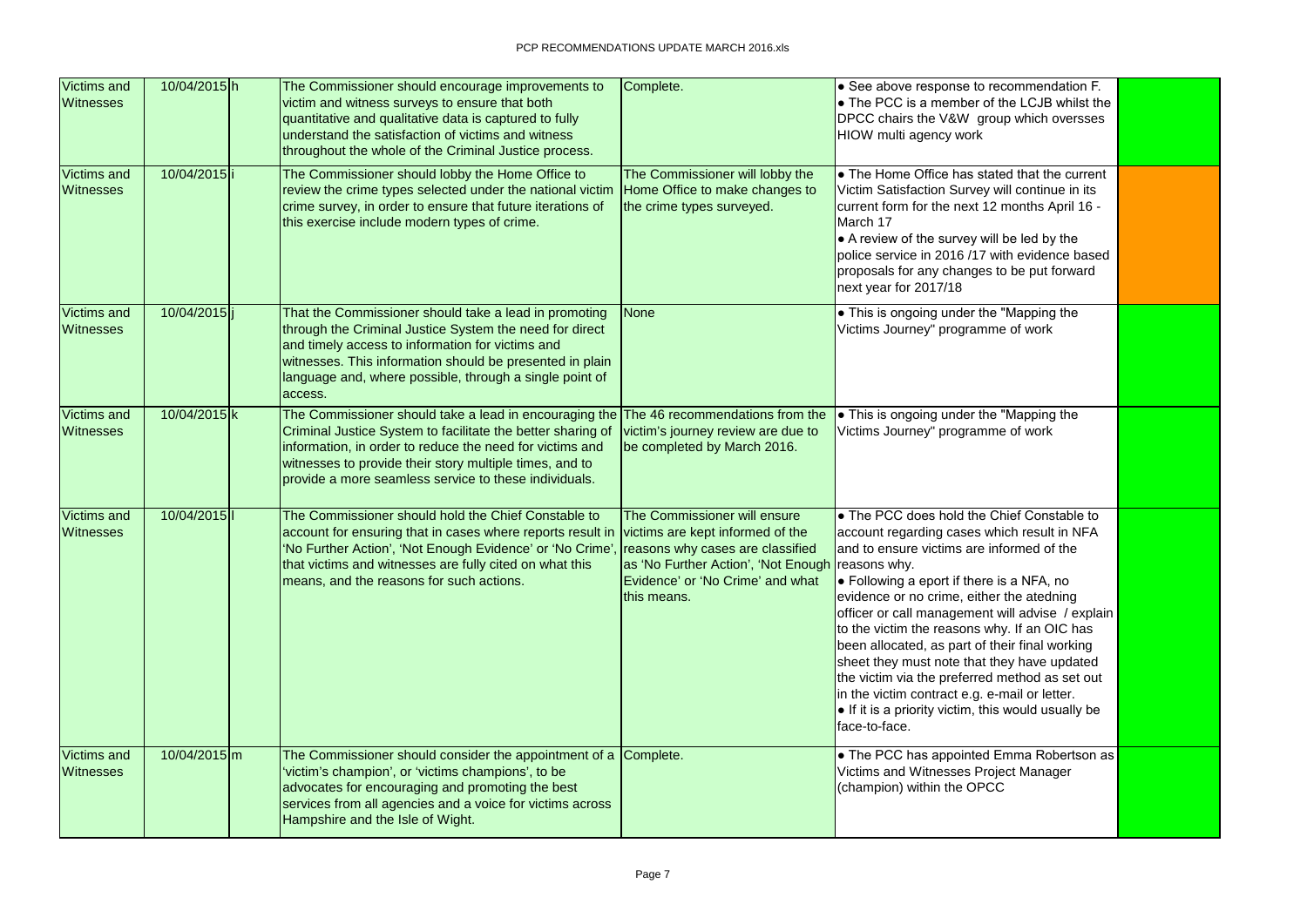| Victims and Witnesses | 10/04/2015 | h | The Commissioner should encourage improvements to victim and witness surveys to ensure that both quantitative and qualitative data is captured to fully understand the satisfaction of victims and witness throughout the whole of the Criminal Justice process. | Complete. | • See above response to recommendation F.<br>• The PCC is a member of the LCJB whilst the DPCC chairs the V&W group which oversses HIOW multi agency work | |
|---|---|---|---|---|---|---|
| Victims and Witnesses | 10/04/2015 | i | The Commissioner should lobby the Home Office to review the crime types selected under the national victim crime survey, in order to ensure that future iterations of this exercise include modern types of crime. | The Commissioner will lobby the Home Office to make changes to the crime types surveyed. | • The Home Office has stated that the current Victim Satisfaction Survey will continue in its current form for the next 12 months April 16 - March 17<br>• A review of the survey will be led by the police service in 2016 /17 with evidence based proposals for any changes to be put forward next year for 2017/18 | |
| Victims and Witnesses | 10/04/2015 | j | That the Commissioner should take a lead in promoting through the Criminal Justice System the need for direct and timely access to information for victims and witnesses. This information should be presented in plain language and, where possible, through a single point of access. | None | • This is ongoing under the "Mapping the Victims Journey" programme of work | |
| Victims and Witnesses | 10/04/2015 | k | The Commissioner should take a lead in encouraging the Criminal Justice System to facilitate the better sharing of information, in order to reduce the need for victims and witnesses to provide their story multiple times, and to provide a more seamless service to these individuals. | The 46 recommendations from the victim's journey review are due to be completed by March 2016. | • This is ongoing under the "Mapping the Victims Journey" programme of work | |
| Victims and Witnesses | 10/04/2015 | l | The Commissioner should hold the Chief Constable to account for ensuring that in cases where reports result in 'No Further Action', 'Not Enough Evidence' or 'No Crime', that victims and witnesses are fully cited on what this means, and the reasons for such actions. | The Commissioner will ensure victims are kept informed of the reasons why cases are classified as 'No Further Action', 'Not Enough Evidence' or 'No Crime' and what this means. | • The PCC does hold the Chief Constable to account regarding cases which result in NFA and to ensure victims are informed of the reasons why.<br>• Following a eport if there is a NFA, no evidence or no crime, either the atedning officer or call management will advise / explain to the victim the reasons why. If an OIC has been allocated, as part of their final working sheet they must note that they have updated the victim via the preferred method as set out in the victim contract e.g. e-mail or letter.<br>• If it is a priority victim, this would usually be face-to-face. | |
| Victims and Witnesses | 10/04/2015 | m | The Commissioner should consider the appointment of a 'victim's champion', or 'victims champions', to be advocates for encouraging and promoting the best services from all agencies and a voice for victims across Hampshire and the Isle of Wight. | Complete. | • The PCC has appointed Emma Robertson as Victims and Witnesses Project Manager (champion) within the OPCC | |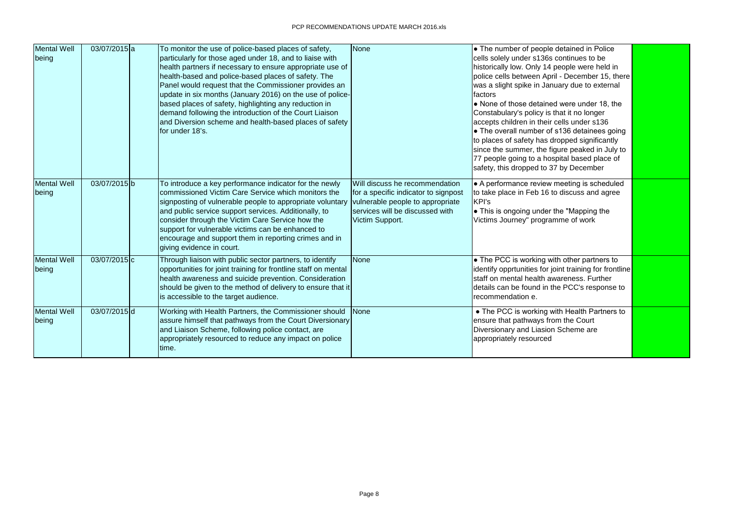| Mental Well being | 03/07/2015 | a | To monitor the use of police-based places of safety, particularly for those aged under 18, and to liaise with health partners if necessary to ensure appropriate use of health-based and police-based places of safety. The Panel would request that the Commissioner provides an update in six months (January 2016) on the use of police-based places of safety, highlighting any reduction in demand following the introduction of the Court Liaison and Diversion scheme and health-based places of safety for under 18's. | None | • The number of people detained in Police cells solely under s136s continues to be historically low. Only 14 people were held in police cells between April - December 15, there was a slight spike in January due to external factors<br>• None of those detained were under 18, the Constabulary's policy is that it no longer accepts children in their cells under s136<br>• The overall number of s136 detainees going to places of safety has dropped significantly since the summer, the figure peaked in July to 77 people going to a hospital based place of safety, this dropped to 37 by December | |
|---|---|---|---|---|---|---|
| Mental Well being | 03/07/2015 | b | To introduce a key performance indicator for the newly commissioned Victim Care Service which monitors the signposting of vulnerable people to appropriate voluntary and public service support services. Additionally, to consider through the Victim Care Service how the support for vulnerable victims can be enhanced to encourage and support them in reporting crimes and in giving evidence in court. | Will discuss he recommendation for a specific indicator to signpost vulnerable people to appropriate services will be discussed with Victim Support. | • A performance review meeting is scheduled to take place in Feb 16 to discuss and agree KPI's<br>• This is ongoing under the "Mapping the Victims Journey" programme of work | |
| Mental Well being | 03/07/2015 | c | Through liaison with public sector partners, to identify opportunities for joint training for frontline staff on mental health awareness and suicide prevention. Consideration should be given to the method of delivery to ensure that it is accessible to the target audience. | None | • The PCC is working with other partners to identify opprtunities for joint training for frontline staff on mental health awareness. Further details can be found in the PCC's response to recommendation e. | |
| Mental Well being | 03/07/2015 | d | Working with Health Partners, the Commissioner should assure himself that pathways from the Court Diversionary and Liaison Scheme, following police contact, are appropriately resourced to reduce any impact on police time. | None | • The PCC is working with Health Partners to ensure that pathways from the Court Diversionary and Liasion Scheme are appropriately resourced | |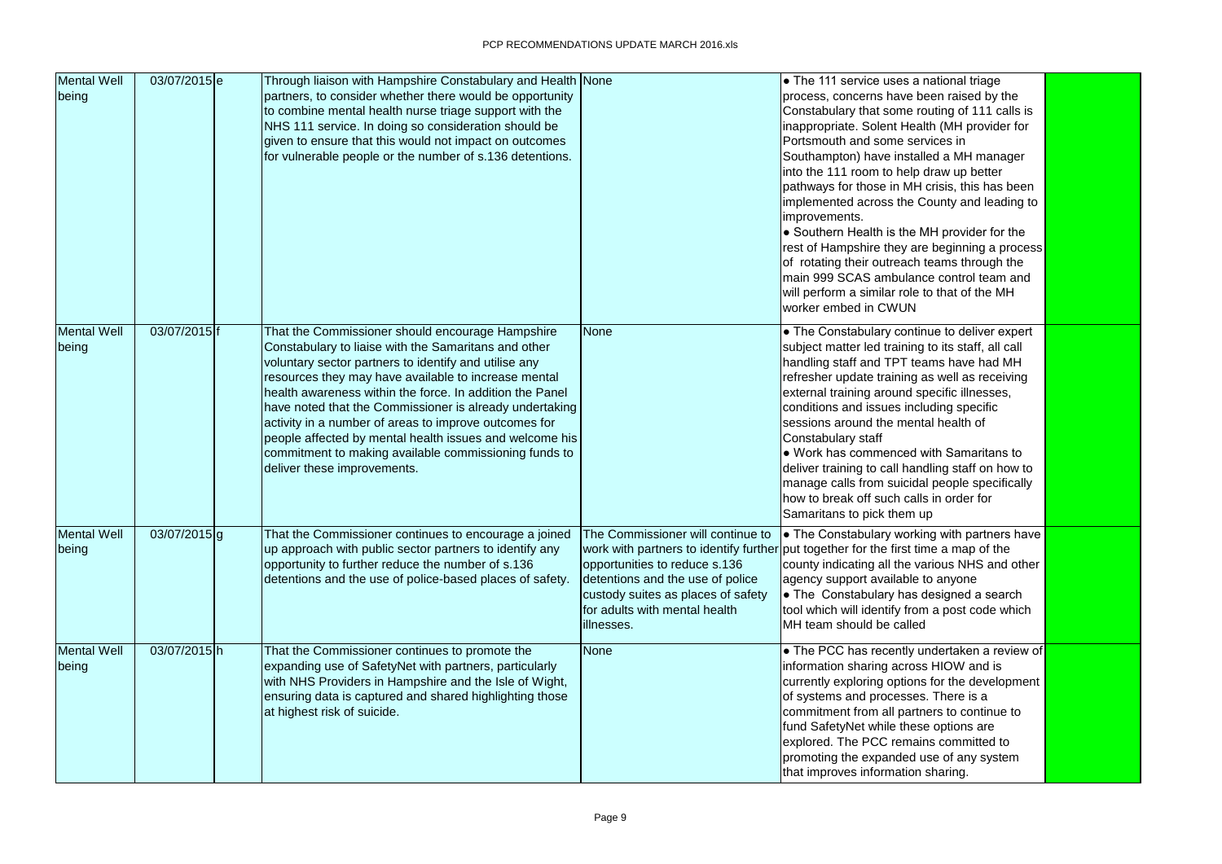| Mental Well being | 03/07/2015 | e | Through liaison with Hampshire Constabulary and Health partners, to consider whether there would be opportunity to combine mental health nurse triage support with the NHS 111 service. In doing so consideration should be given to ensure that this would not impact on outcomes for vulnerable people or the number of s.136 detentions. | None | • The 111 service uses a national triage process, concerns have been raised by the Constabulary that some routing of 111 calls is inappropriate. Solent Health (MH provider for Portsmouth and some services in Southampton) have installed a MH manager into the 111 room to help draw up better pathways for those in MH crisis, this has been implemented across the County and leading to improvements.<br>• Southern Health is the MH provider for the rest of Hampshire they are beginning a process of rotating their outreach teams through the main 999 SCAS ambulance control team and will perform a similar role to that of the MH worker embed in CWUN | |
|---|---|---|---|---|---|---|
| Mental Well being | 03/07/2015 | f | That the Commissioner should encourage Hampshire Constabulary to liaise with the Samaritans and other voluntary sector partners to identify and utilise any resources they may have available to increase mental health awareness within the force. In addition the Panel have noted that the Commissioner is already undertaking activity in a number of areas to improve outcomes for people affected by mental health issues and welcome his commitment to making available commissioning funds to deliver these improvements. | None | • The Constabulary continue to deliver expert subject matter led training to its staff, all call handling staff and TPT teams have had MH refresher update training as well as receiving external training around specific illnesses, conditions and issues including specific sessions around the mental health of Constabulary staff<br>• Work has commenced with Samaritans to deliver training to call handling staff on how to manage calls from suicidal people specifically how to break off such calls in order for Samaritans to pick them up | |
| Mental Well being | 03/07/2015 | g | That the Commissioner continues to encourage a joined up approach with public sector partners to identify any opportunity to further reduce the number of s.136 detentions and the use of police-based places of safety. | The Commissioner will continue to work with partners to identify further opportunities to reduce s.136 detentions and the use of police custody suites as places of safety for adults with mental health illnesses. | • The Constabulary working with partners have put together for the first time a map of the county indicating all the various NHS and other agency support available to anyone<br>• The Constabulary has designed a search tool which will identify from a post code which MH team should be called | |
| Mental Well being | 03/07/2015 | h | That the Commissioner continues to promote the expanding use of SafetyNet with partners, particularly with NHS Providers in Hampshire and the Isle of Wight, ensuring data is captured and shared highlighting those at highest risk of suicide. | None | • The PCC has recently undertaken a review of information sharing across HIOW and is currently exploring options for the development of systems and processes. There is a commitment from all partners to continue to fund SafetyNet while these options are explored. The PCC remains committed to promoting the expanded use of any system that improves information sharing. | |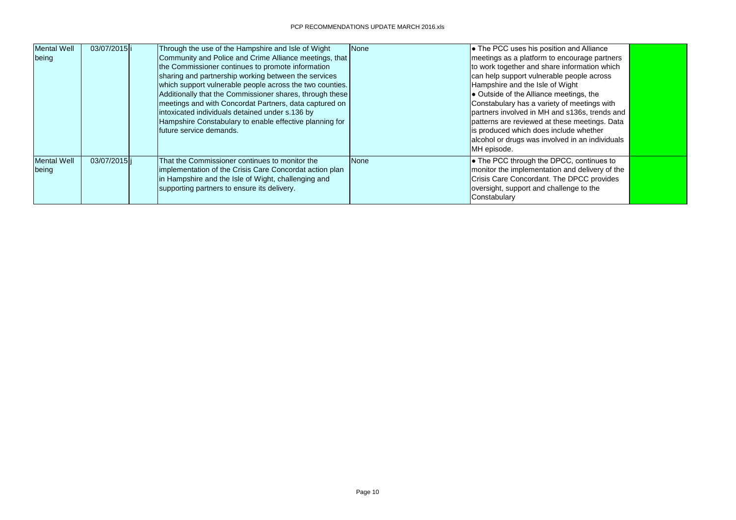| | | | | | | |
|---|---|---|---|---|---|---|
| Mental Well being | 03/07/2015 | i | Through the use of the Hampshire and Isle of Wight Community and Police and Crime Alliance meetings, that the Commissioner continues to promote information sharing and partnership working between the services which support vulnerable people across the two counties. Additionally that the Commissioner shares, through these meetings and with Concordat Partners, data captured on intoxicated individuals detained under s.136 by Hampshire Constabulary to enable effective planning for future service demands. | None | • The PCC uses his position and Alliance meetings as a platform to encourage partners to work together and share information which can help support vulnerable people across Hampshire and the Isle of Wight<br>• Outside of the Alliance meetings, the Constabulary has a variety of meetings with partners involved in MH and s136s, trends and patterns are reviewed at these meetings. Data is produced which does include whether alcohol or drugs was involved in an individuals MH episode. | |
| Mental Well being | 03/07/2015 | j | That the Commissioner continues to monitor the implementation of the Crisis Care Concordat action plan in Hampshire and the Isle of Wight, challenging and supporting partners to ensure its delivery. | None | • The PCC through the DPCC, continues to monitor the implementation and delivery of the Crisis Care Concordant. The DPCC provides oversight, support and challenge to the Constabulary | |